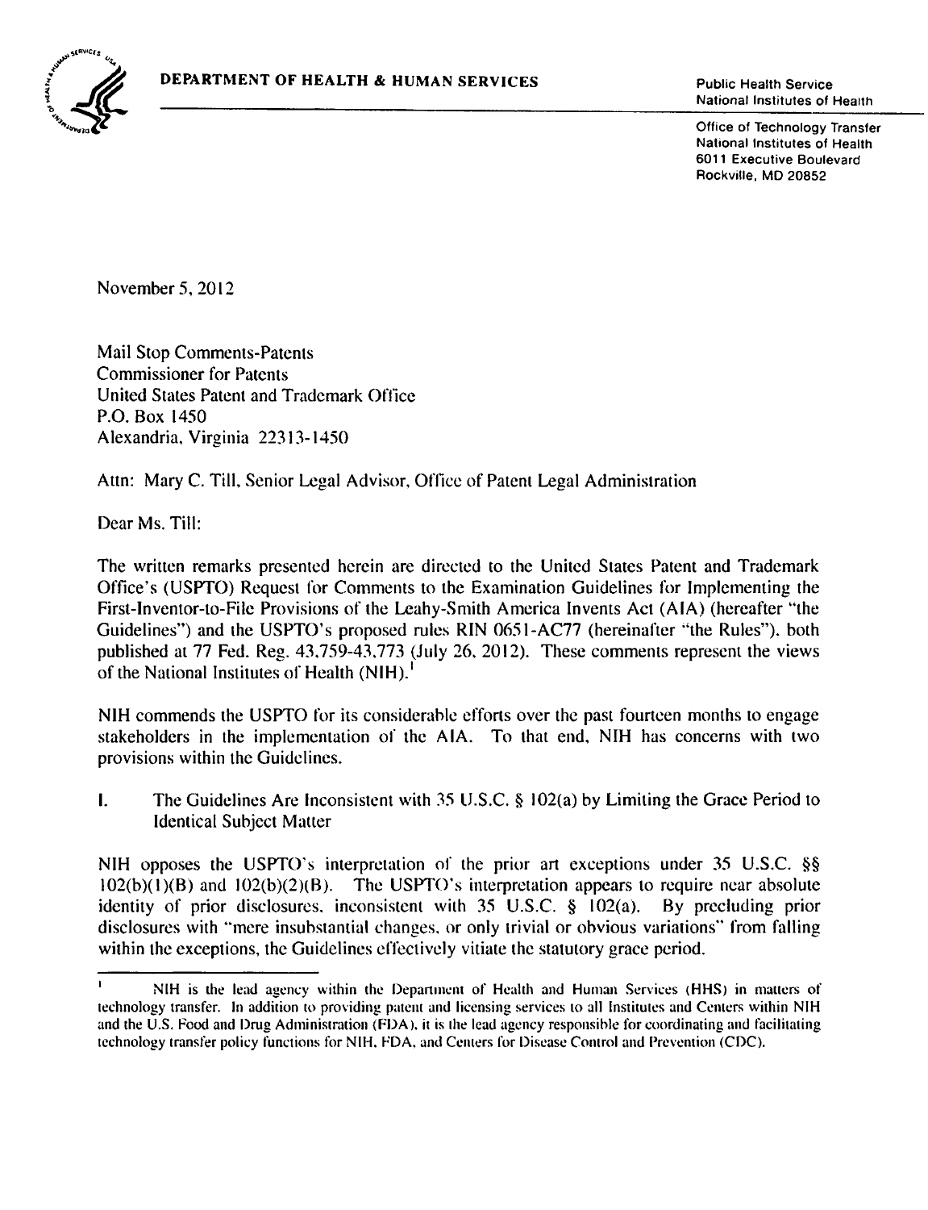**DEPARTMENT OF HEALTH & HUMAN SERVICES**

Public Health Service
National Institutes of Health

Office of Technology Transfer
National Institutes of Health
6011 Executive Boulevard
Rockville, MD 20852

November 5, 2012

Mail Stop Comments-Patents
Commissioner for Patents
United States Patent and Trademark Office
P.O. Box 1450
Alexandria, Virginia 22313-1450

Attn: Mary C. Till, Senior Legal Advisor, Office of Patent Legal Administration

Dear Ms. Till:

The written remarks presented herein are directed to the United States Patent and Trademark Office's (USPTO) Request for Comments to the Examination Guidelines for Implementing the First-Inventor-to-File Provisions of the Leahy-Smith America Invents Act (AIA) (hereafter "the Guidelines") and the USPTO's proposed rules RIN 0651-AC77 (hereinafter "the Rules"), both published at 77 Fed. Reg. 43,759-43,773 (July 26, 2012). These comments represent the views of the National Institutes of Health (NIH).[1]

NIH commends the USPTO for its considerable efforts over the past fourteen months to engage stakeholders in the implementation of the AIA. To that end, NIH has concerns with two provisions within the Guidelines.

## I. The Guidelines Are Inconsistent with 35 U.S.C. § 102(a) by Limiting the Grace Period to Identical Subject Matter

NIH opposes the USPTO's interpretation of the prior art exceptions under 35 U.S.C. §§ 102(b)(1)(B) and 102(b)(2)(B). The USPTO's interpretation appears to require near absolute identity of prior disclosures, inconsistent with 35 U.S.C. § 102(a). By precluding prior disclosures with "mere insubstantial changes, or only trivial or obvious variations" from falling within the exceptions, the Guidelines effectively vitiate the statutory grace period.

---

[1] NIH is the lead agency within the Department of Health and Human Services (HHS) in matters of technology transfer. In addition to providing patent and licensing services to all Institutes and Centers within NIH and the U.S. Food and Drug Administration (FDA), it is the lead agency responsible for coordinating and facilitating technology transfer policy functions for NIH, FDA, and Centers for Disease Control and Prevention (CDC).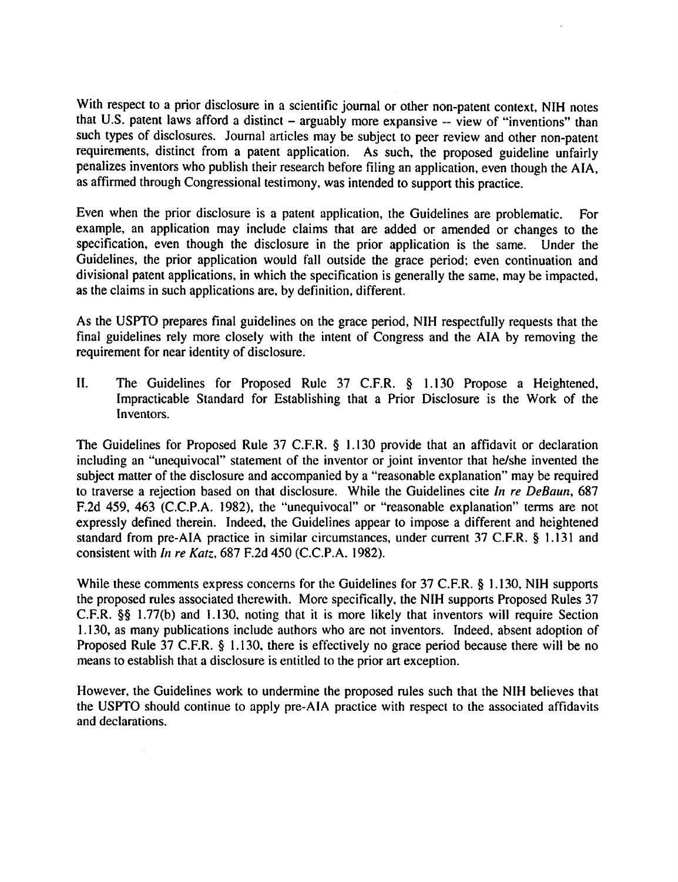With respect to a prior disclosure in a scientific journal or other non-patent context, NIH notes that U.S. patent laws afford a distinct – arguably more expansive -- view of "inventions" than such types of disclosures. Journal articles may be subject to peer review and other non-patent requirements, distinct from a patent application. As such, the proposed guideline unfairly penalizes inventors who publish their research before filing an application, even though the AIA, as affirmed through Congressional testimony, was intended to support this practice.

Even when the prior disclosure is a patent application, the Guidelines are problematic. For example, an application may include claims that are added or amended or changes to the specification, even though the disclosure in the prior application is the same. Under the Guidelines, the prior application would fall outside the grace period; even continuation and divisional patent applications, in which the specification is generally the same, may be impacted, as the claims in such applications are, by definition, different.

As the USPTO prepares final guidelines on the grace period, NIH respectfully requests that the final guidelines rely more closely with the intent of Congress and the AIA by removing the requirement for near identity of disclosure.

## II. The Guidelines for Proposed Rule 37 C.F.R. § 1.130 Propose a Heightened, Impracticable Standard for Establishing that a Prior Disclosure is the Work of the Inventors.

The Guidelines for Proposed Rule 37 C.F.R. § 1.130 provide that an affidavit or declaration including an "unequivocal" statement of the inventor or joint inventor that he/she invented the subject matter of the disclosure and accompanied by a "reasonable explanation" may be required to traverse a rejection based on that disclosure. While the Guidelines cite *In re DeBaun*, 687 F.2d 459, 463 (C.C.P.A. 1982), the "unequivocal" or "reasonable explanation" terms are not expressly defined therein. Indeed, the Guidelines appear to impose a different and heightened standard from pre-AIA practice in similar circumstances, under current 37 C.F.R. § 1.131 and consistent with *In re Katz*, 687 F.2d 450 (C.C.P.A. 1982).

While these comments express concerns for the Guidelines for 37 C.F.R. § 1.130, NIH supports the proposed rules associated therewith. More specifically, the NIH supports Proposed Rules 37 C.F.R. §§ 1.77(b) and 1.130, noting that it is more likely that inventors will require Section 1.130, as many publications include authors who are not inventors. Indeed, absent adoption of Proposed Rule 37 C.F.R. § 1.130, there is effectively no grace period because there will be no means to establish that a disclosure is entitled to the prior art exception.

However, the Guidelines work to undermine the proposed rules such that the NIH believes that the USPTO should continue to apply pre-AIA practice with respect to the associated affidavits and declarations.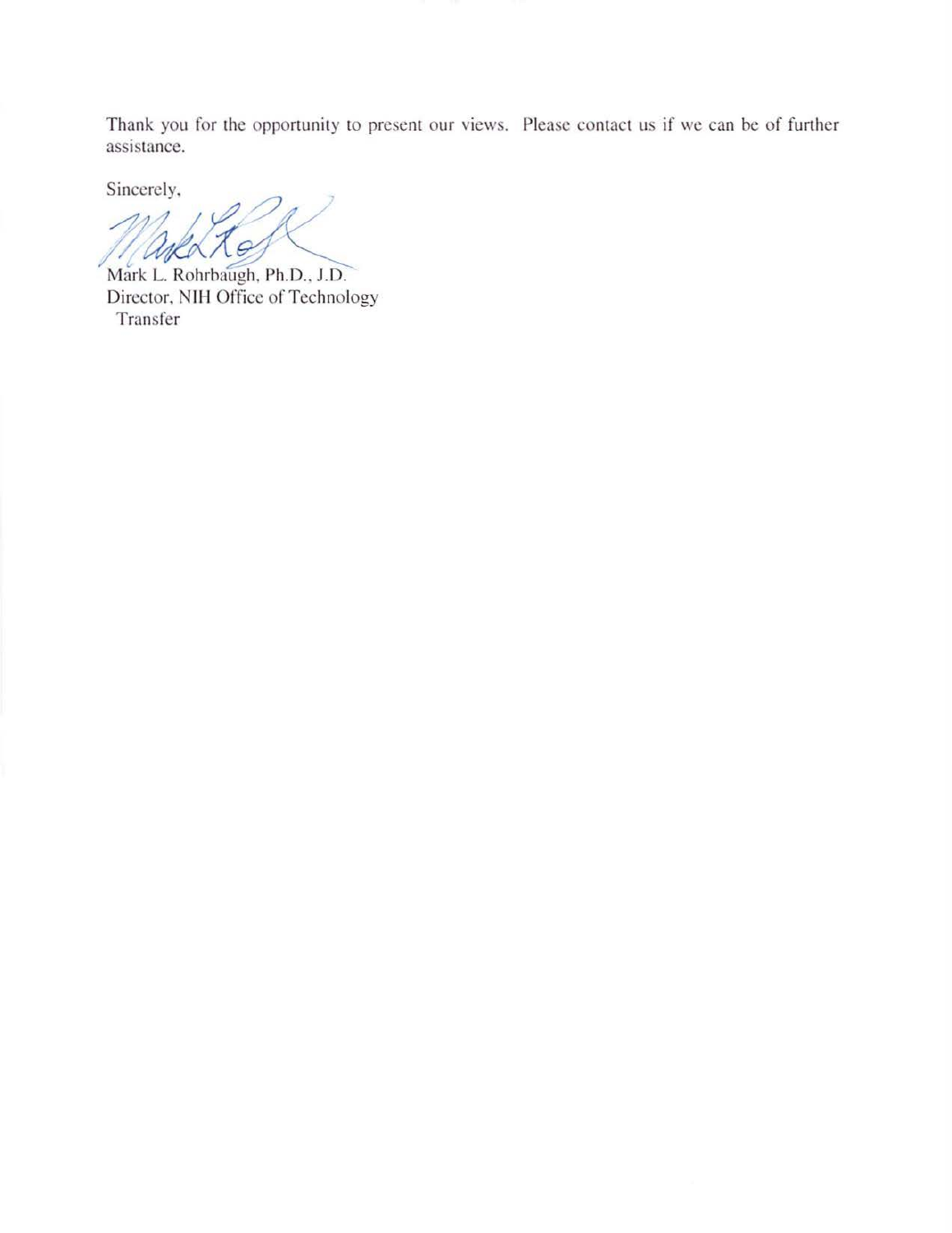Thank you for the opportunity to present our views. Please contact us if we can be of further assistance.

Sincerely,

Mark L. Rohrbaugh, Ph.D., J.D.
Director, NIH Office of Technology
Transfer